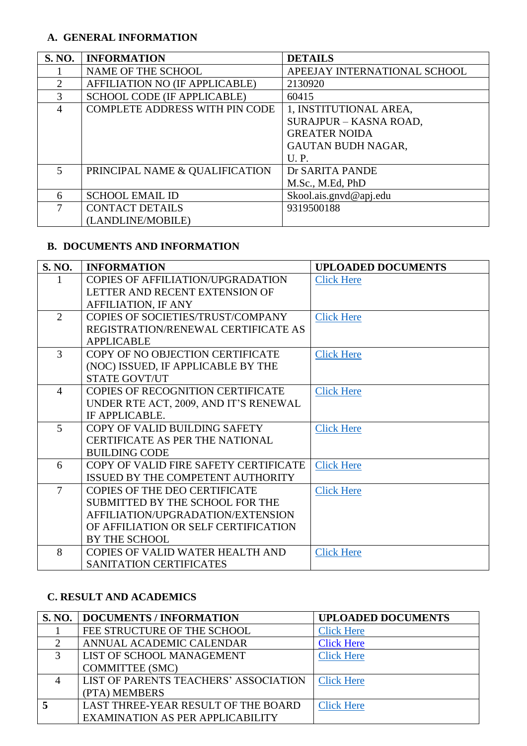## A. GENERAL INFORMATION

| S. NO. | INFORMATION | DETAILS |
|---|---|---|
| 1 | NAME OF THE SCHOOL | APEEJAY INTERNATIONAL SCHOOL |
| 2 | AFFILIATION NO (IF APPLICABLE) | 2130920 |
| 3 | SCHOOL CODE (IF APPLICABLE) | 60415 |
| 4 | COMPLETE ADDRESS WITH PIN CODE | 1, INSTITUTIONAL AREA, SURAJPUR – KASNA ROAD, GREATER NOIDA GAUTAN BUDH NAGAR, U. P. |
| 5 | PRINCIPAL NAME & QUALIFICATION | Dr SARITA PANDE M.Sc., M.Ed, PhD |
| 6 | SCHOOL EMAIL ID | Skool.ais.gnvd@apj.edu |
| 7 | CONTACT DETAILS (LANDLINE/MOBILE) | 9319500188 |

## B. DOCUMENTS AND INFORMATION

| S. NO. | INFORMATION | UPLOADED DOCUMENTS |
|---|---|---|
| 1 | COPIES OF AFFILIATION/UPGRADATION LETTER AND RECENT EXTENSION OF AFFILIATION, IF ANY | Click Here |
| 2 | COPIES OF SOCIETIES/TRUST/COMPANY REGISTRATION/RENEWAL CERTIFICATE AS APPLICABLE | Click Here |
| 3 | COPY OF NO OBJECTION CERTIFICATE (NOC) ISSUED, IF APPLICABLE BY THE STATE GOVT/UT | Click Here |
| 4 | COPIES OF RECOGNITION CERTIFICATE UNDER RTE ACT, 2009, AND IT'S RENEWAL IF APPLICABLE. | Click Here |
| 5 | COPY OF VALID BUILDING SAFETY CERTIFICATE AS PER THE NATIONAL BUILDING CODE | Click Here |
| 6 | COPY OF VALID FIRE SAFETY CERTIFICATE ISSUED BY THE COMPETENT AUTHORITY | Click Here |
| 7 | COPIES OF THE DEO CERTIFICATE SUBMITTED BY THE SCHOOL FOR THE AFFILIATION/UPGRADATION/EXTENSION OF AFFILIATION OR SELF CERTIFICATION BY THE SCHOOL | Click Here |
| 8 | COPIES OF VALID WATER HEALTH AND SANITATION CERTIFICATES | Click Here |

## C. RESULT AND ACADEMICS

| S. NO. | DOCUMENTS / INFORMATION | UPLOADED DOCUMENTS |
|---|---|---|
| 1 | FEE STRUCTURE OF THE SCHOOL | Click Here |
| 2 | ANNUAL ACADEMIC CALENDAR | Click Here |
| 3 | LIST OF SCHOOL MANAGEMENT COMMITTEE (SMC) | Click Here |
| 4 | LIST OF PARENTS TEACHERS' ASSOCIATION (PTA) MEMBERS | Click Here |
| **5** | LAST THREE-YEAR RESULT OF THE BOARD EXAMINATION AS PER APPLICABILITY | Click Here |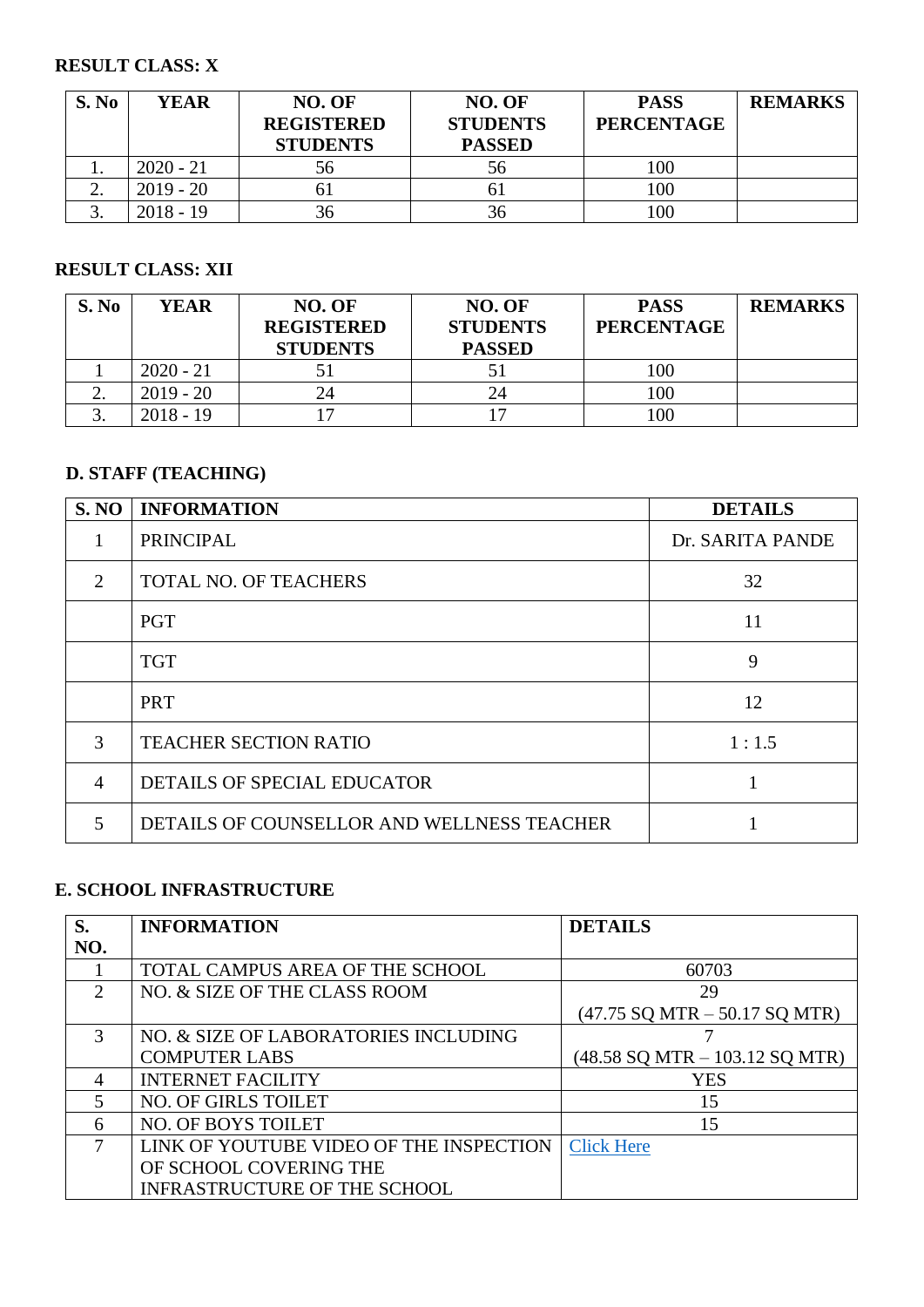**RESULT CLASS: X**

| S. No | YEAR | NO. OF REGISTERED STUDENTS | NO. OF STUDENTS PASSED | PASS PERCENTAGE | REMARKS |
|---|---|---|---|---|---|
| 1. | 2020 - 21 | 56 | 56 | 100 | |
| 2. | 2019 - 20 | 61 | 61 | 100 | |
| 3. | 2018 - 19 | 36 | 36 | 100 | |

**RESULT CLASS: XII**

| S. No | YEAR | NO. OF REGISTERED STUDENTS | NO. OF STUDENTS PASSED | PASS PERCENTAGE | REMARKS |
|---|---|---|---|---|---|
| 1 | 2020 - 21 | 51 | 51 | 100 | |
| 2. | 2019 - 20 | 24 | 24 | 100 | |
| 3. | 2018 - 19 | 17 | 17 | 100 | |

**D. STAFF (TEACHING)**

| S. NO | INFORMATION | DETAILS |
|---|---|---|
| 1 | PRINCIPAL | Dr. SARITA PANDE |
| 2 | TOTAL NO. OF TEACHERS | 32 |
| | PGT | 11 |
| | TGT | 9 |
| | PRT | 12 |
| 3 | TEACHER SECTION RATIO | 1 : 1.5 |
| 4 | DETAILS OF SPECIAL EDUCATOR | 1 |
| 5 | DETAILS OF COUNSELLOR AND WELLNESS TEACHER | 1 |

**E. SCHOOL INFRASTRUCTURE**

| S. NO. | INFORMATION | DETAILS |
|---|---|---|
| 1 | TOTAL CAMPUS AREA OF THE SCHOOL | 60703 |
| 2 | NO. & SIZE OF THE CLASS ROOM | 29 (47.75 SQ MTR – 50.17 SQ MTR) |
| 3 | NO. & SIZE OF LABORATORIES INCLUDING COMPUTER LABS | 7 (48.58 SQ MTR – 103.12 SQ MTR) |
| 4 | INTERNET FACILITY | YES |
| 5 | NO. OF GIRLS TOILET | 15 |
| 6 | NO. OF BOYS TOILET | 15 |
| 7 | LINK OF YOUTUBE VIDEO OF THE INSPECTION OF SCHOOL COVERING THE INFRASTRUCTURE OF THE SCHOOL | Click Here |